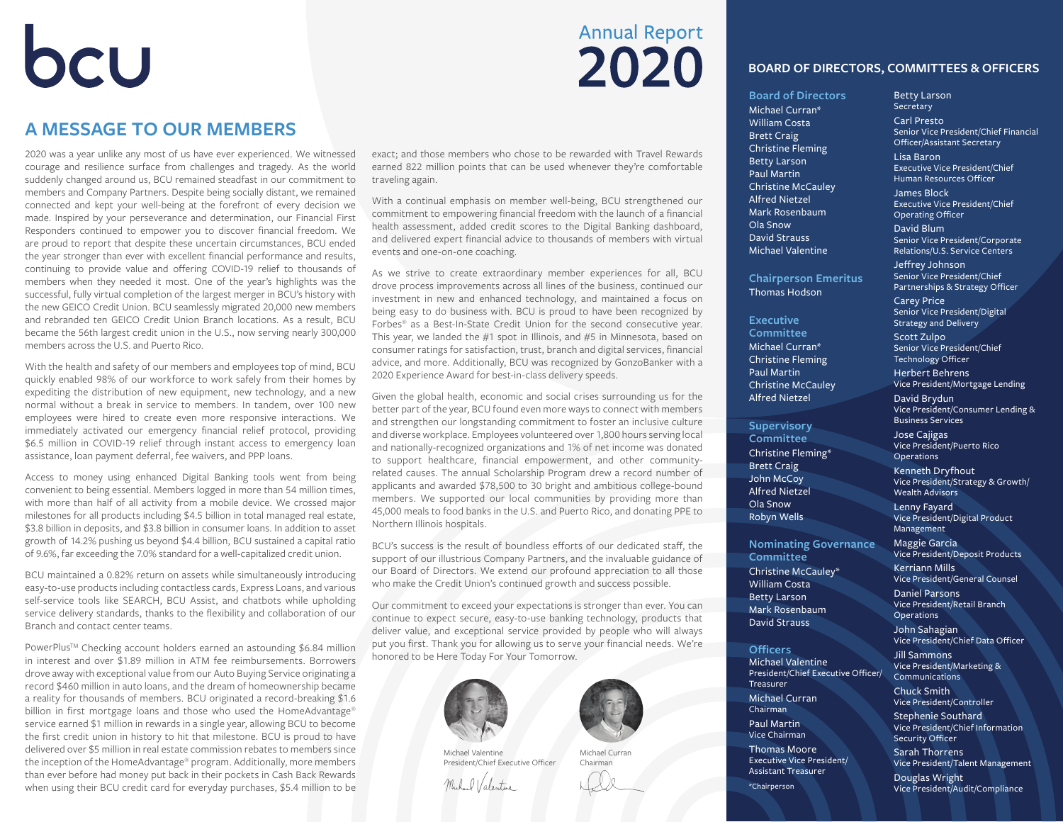bcu

# Annual Report 2020

## A MESSAGE TO OUR MEMBERS

2020 was a year unlike any most of us have ever experienced. We witnessed courage and resilience surface from challenges and tragedy. As the world suddenly changed around us, BCU remained steadfast in our commitment to members and Company Partners. Despite being socially distant, we remained connected and kept your well-being at the forefront of every decision we made. Inspired by your perseverance and determination, our Financial First Responders continued to empower you to discover financial freedom. We are proud to report that despite these uncertain circumstances, BCU ended the year stronger than ever with excellent financial performance and results, continuing to provide value and offering COVID-19 relief to thousands of members when they needed it most. One of the year's highlights was the successful, fully virtual completion of the largest merger in BCU's history with the new GEICO Credit Union. BCU seamlessly migrated 20,000 new members and rebranded ten GEICO Credit Union Branch locations. As a result, BCU became the 56th largest credit union in the U.S., now serving nearly 300,000 members across the U.S. and Puerto Rico.

With the health and safety of our members and employees top of mind, BCU quickly enabled 98% of our workforce to work safely from their homes by expediting the distribution of new equipment, new technology, and a new normal without a break in service to members. In tandem, over 100 new employees were hired to create even more responsive interactions. We immediately activated our emergency financial relief protocol, providing $6.5 million in COVID-19 relief through instant access to emergency loan assistance, loan payment deferral, fee waivers, and PPP loans.

Access to money using enhanced Digital Banking tools went from being convenient to being essential. Members logged in more than 54 million times, with more than half of all activity from a mobile device. We crossed major milestones for all products including $4.5 billion in total managed real estate, $3.8 billion in deposits, and $3.8 billion in consumer loans. In addition to asset growth of 14.2% pushing us beyond $4.4 billion, BCU sustained a capital ratio of 9.6%, far exceeding the 7.0% standard for a well-capitalized credit union.

BCU maintained a 0.82% return on assets while simultaneously introducing easy-to-use products including contactless cards, Express Loans, and various self-service tools like SEARCH, BCU Assist, and chatbots while upholding service delivery standards, thanks to the flexibility and collaboration of our Branch and contact center teams.

PowerPlus™ Checking account holders earned an astounding $6.84 million in interest and over $1.89 million in ATM fee reimbursements. Borrowers drove away with exceptional value from our Auto Buying Service originating a record $460 million in auto loans, and the dream of homeownership became a reality for thousands of members. BCU originated a record-breaking $1.6 billion in first mortgage loans and those who used the HomeAdvantage® service earned $1 million in rewards in a single year, allowing BCU to become the first credit union in history to hit that milestone. BCU is proud to have delivered over $5 million in real estate commission rebates to members since the inception of the HomeAdvantage® program. Additionally, more members than ever before had money put back in their pockets in Cash Back Rewards when using their BCU credit card for everyday purchases, $5.4 million to be exact; and those members who chose to be rewarded with Travel Rewards earned 822 million points that can be used whenever they're comfortable traveling again.

With a continual emphasis on member well-being, BCU strengthened our commitment to empowering financial freedom with the launch of a financial health assessment, added credit scores to the Digital Banking dashboard, and delivered expert financial advice to thousands of members with virtual events and one-on-one coaching.

As we strive to create extraordinary member experiences for all, BCU drove process improvements across all lines of the business, continued our investment in new and enhanced technology, and maintained a focus on being easy to do business with. BCU is proud to have been recognized by Forbes® as a Best-In-State Credit Union for the second consecutive year. This year, we landed the #1 spot in Illinois, and #5 in Minnesota, based on consumer ratings for satisfaction, trust, branch and digital services, financial advice, and more. Additionally, BCU was recognized by GonzoBanker with a 2020 Experience Award for best-in-class delivery speeds.

Given the global health, economic and social crises surrounding us for the better part of the year, BCU found even more ways to connect with members and strengthen our longstanding commitment to foster an inclusive culture and diverse workplace. Employees volunteered over 1,800 hours serving local and nationally-recognized organizations and 1% of net income was donated to support healthcare, financial empowerment, and other community-related causes. The annual Scholarship Program drew a record number of applicants and awarded $78,500 to 30 bright and ambitious college-bound members. We supported our local communities by providing more than 45,000 meals to food banks in the U.S. and Puerto Rico, and donating PPE to Northern Illinois hospitals.

BCU's success is the result of boundless efforts of our dedicated staff, the support of our illustrious Company Partners, and the invaluable guidance of our Board of Directors. We extend our profound appreciation to all those who make the Credit Union's continued growth and success possible.

Our commitment to exceed your expectations is stronger than ever. You can continue to expect secure, easy-to-use banking technology, products that deliver value, and exceptional service provided by people who will always put you first. Thank you for allowing us to serve your financial needs. We're honored to be Here Today For Your Tomorrow.

Michael Valentine
President/Chief Executive Officer

Michael Curran
Chairman

## BOARD OF DIRECTORS, COMMITTEES & OFFICERS

### Board of Directors

- Michael Curran*
- William Costa
- Brett Craig
- Christine Fleming
- Betty Larson
- Paul Martin
- Christine McCauley
- Alfred Nietzel
- Mark Rosenbaum
- Ola Snow
- David Strauss
- Michael Valentine

### Chairperson Emeritus

- Thomas Hodson

### Executive Committee

- Michael Curran*
- Christine Fleming
- Paul Martin
- Christine McCauley
- Alfred Nietzel

### Supervisory Committee

- Christine Fleming*
- Brett Craig
- John McCoy
- Alfred Nietzel
- Ola Snow
- Robyn Wells

### Nominating Governance Committee

- Christine McCauley*
- William Costa
- Betty Larson
- Mark Rosenbaum
- David Strauss

### Officers

- Michael Valentine — President/Chief Executive Officer/Treasurer
- Michael Curran — Chairman
- Paul Martin — Vice Chairman
- Thomas Moore — Executive Vice President/Assistant Treasurer
- Betty Larson — Secretary
- Carl Presto — Senior Vice President/Chief Financial Officer/Assistant Secretary
- Lisa Baron — Executive Vice President/Chief Human Resources Officer
- James Block — Executive Vice President/Chief Operating Officer
- David Blum — Senior Vice President/Corporate Relations/U.S. Service Centers
- Jeffrey Johnson — Senior Vice President/Chief Partnerships & Strategy Officer
- Carey Price — Senior Vice President/Digital Strategy and Delivery
- Scott Zulpo — Senior Vice President/Chief Technology Officer
- Herbert Behrens — Vice President/Mortgage Lending
- David Brydun — Vice President/Consumer Lending & Business Services
- Jose Cajigas — Vice President/Puerto Rico Operations
- Kenneth Dryfhout — Vice President/Strategy & Growth/Wealth Advisors
- Lenny Fayard — Vice President/Digital Product Management
- Maggie Garcia — Vice President/Deposit Products
- Kerriann Mills — Vice President/General Counsel
- Daniel Parsons — Vice President/Retail Branch Operations
- John Sahagian — Vice President/Chief Data Officer
- Jill Sammons — Vice President/Marketing & Communications
- Chuck Smith — Vice President/Controller
- Stephenie Southard — Vice President/Chief Information Security Officer
- Sarah Thorrens — Vice President/Talent Management
- Douglas Wright — Vice President/Audit/Compliance

*Chairperson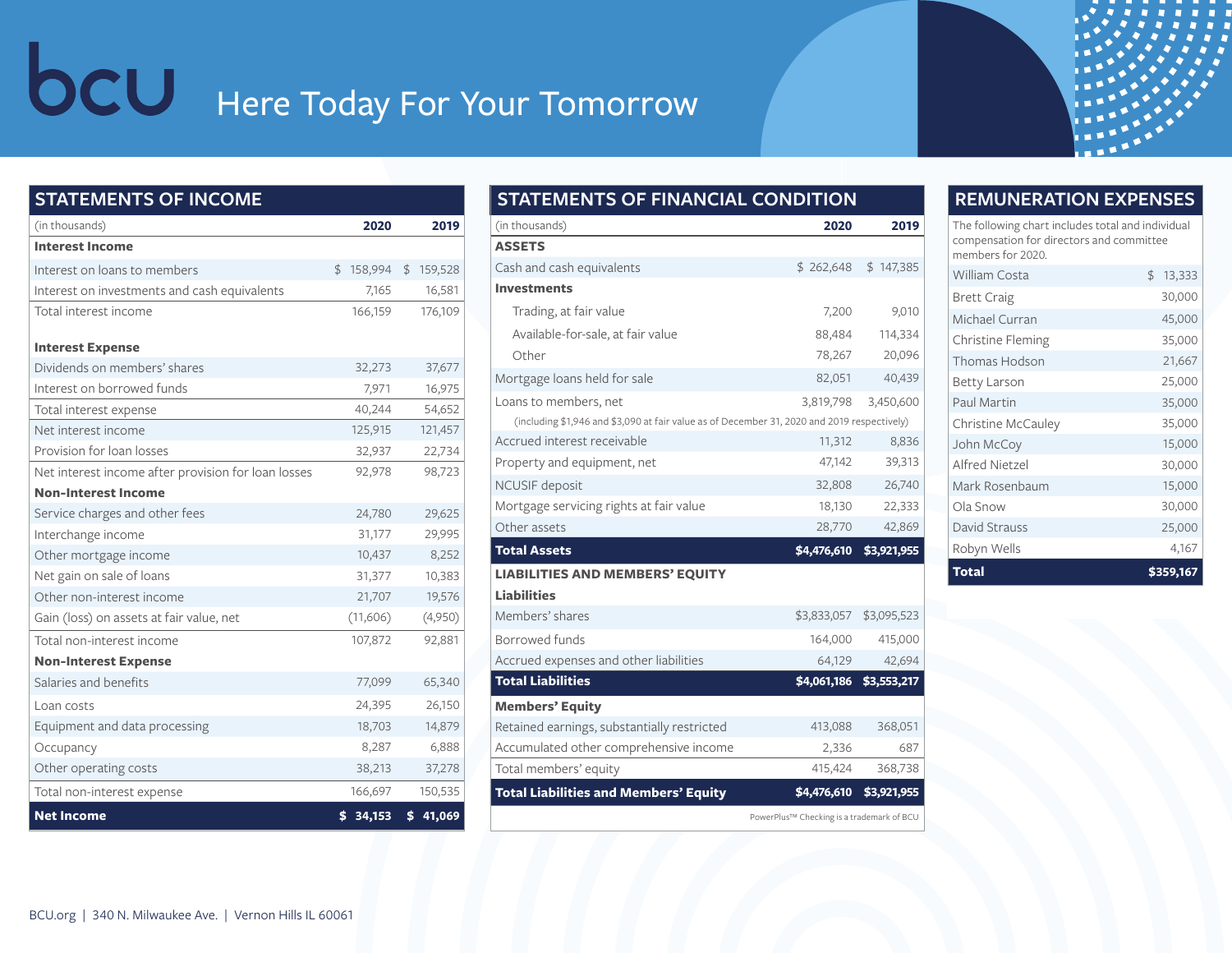bcu

# Here Today For Your Tomorrow

## STATEMENTS OF INCOME

| (in thousands) | 2020 | 2019 |
|---|---|---|
| **Interest Income** | | |
| Interest on loans to members | $ 158,994 | $ 159,528 |
| Interest on investments and cash equivalents | 7,165 | 16,581 |
| Total interest income | 166,159 | 176,109 |
| **Interest Expense** | | |
| Dividends on members' shares | 32,273 | 37,677 |
| Interest on borrowed funds | 7,971 | 16,975 |
| Total interest expense | 40,244 | 54,652 |
| Net interest income | 125,915 | 121,457 |
| Provision for loan losses | 32,937 | 22,734 |
| Net interest income after provision for loan losses | 92,978 | 98,723 |
| **Non-Interest Income** | | |
| Service charges and other fees | 24,780 | 29,625 |
| Interchange income | 31,177 | 29,995 |
| Other mortgage income | 10,437 | 8,252 |
| Net gain on sale of loans | 31,377 | 10,383 |
| Other non-interest income | 21,707 | 19,576 |
| Gain (loss) on assets at fair value, net | (11,606) | (4,950) |
| Total non-interest income | 107,872 | 92,881 |
| **Non-Interest Expense** | | |
| Salaries and benefits | 77,099 | 65,340 |
| Loan costs | 24,395 | 26,150 |
| Equipment and data processing | 18,703 | 14,879 |
| Occupancy | 8,287 | 6,888 |
| Other operating costs | 38,213 | 37,278 |
| Total non-interest expense | 166,697 | 150,535 |
| **Net Income** | **$ 34,153** | **$ 41,069** |

## STATEMENTS OF FINANCIAL CONDITION

| (in thousands) | 2020 | 2019 |
|---|---|---|
| **ASSETS** | | |
| Cash and cash equivalents | $ 262,648 | $ 147,385 |
| **Investments** | | |
| Trading, at fair value | 7,200 | 9,010 |
| Available-for-sale, at fair value | 88,484 | 114,334 |
| Other | 78,267 | 20,096 |
| Mortgage loans held for sale | 82,051 | 40,439 |
| Loans to members, net | 3,819,798 | 3,450,600 |
| (including $1,946 and $3,090 at fair value as of December 31, 2020 and 2019 respectively) | | |
| Accrued interest receivable | 11,312 | 8,836 |
| Property and equipment, net | 47,142 | 39,313 |
| NCUSIF deposit | 32,808 | 26,740 |
| Mortgage servicing rights at fair value | 18,130 | 22,333 |
| Other assets | 28,770 | 42,869 |
| **Total Assets** | **$4,476,610** | **$3,921,955** |
| **LIABILITIES AND MEMBERS' EQUITY** | | |
| **Liabilities** | | |
| Members' shares | $3,833,057 | $3,095,523 |
| Borrowed funds | 164,000 | 415,000 |
| Accrued expenses and other liabilities | 64,129 | 42,694 |
| **Total Liabilities** | **$4,061,186** | **$3,553,217** |
| **Members' Equity** | | |
| Retained earnings, substantially restricted | 413,088 | 368,051 |
| Accumulated other comprehensive income | 2,336 | 687 |
| Total members' equity | 415,424 | 368,738 |
| **Total Liabilities and Members' Equity** | **$4,476,610** | **$3,921,955** |

PowerPlus™ Checking is a trademark of BCU

## REMUNERATION EXPENSES

The following chart includes total and individual compensation for directors and committee members for 2020.

| | |
|---|---|
| William Costa | $ 13,333 |
| Brett Craig | 30,000 |
| Michael Curran | 45,000 |
| Christine Fleming | 35,000 |
| Thomas Hodson | 21,667 |
| Betty Larson | 25,000 |
| Paul Martin | 35,000 |
| Christine McCauley | 35,000 |
| John McCoy | 15,000 |
| Alfred Nietzel | 30,000 |
| Mark Rosenbaum | 15,000 |
| Ola Snow | 30,000 |
| David Strauss | 25,000 |
| Robyn Wells | 4,167 |
| **Total** | **$359,167** |

BCU.org | 340 N. Milwaukee Ave. | Vernon Hills IL 60061